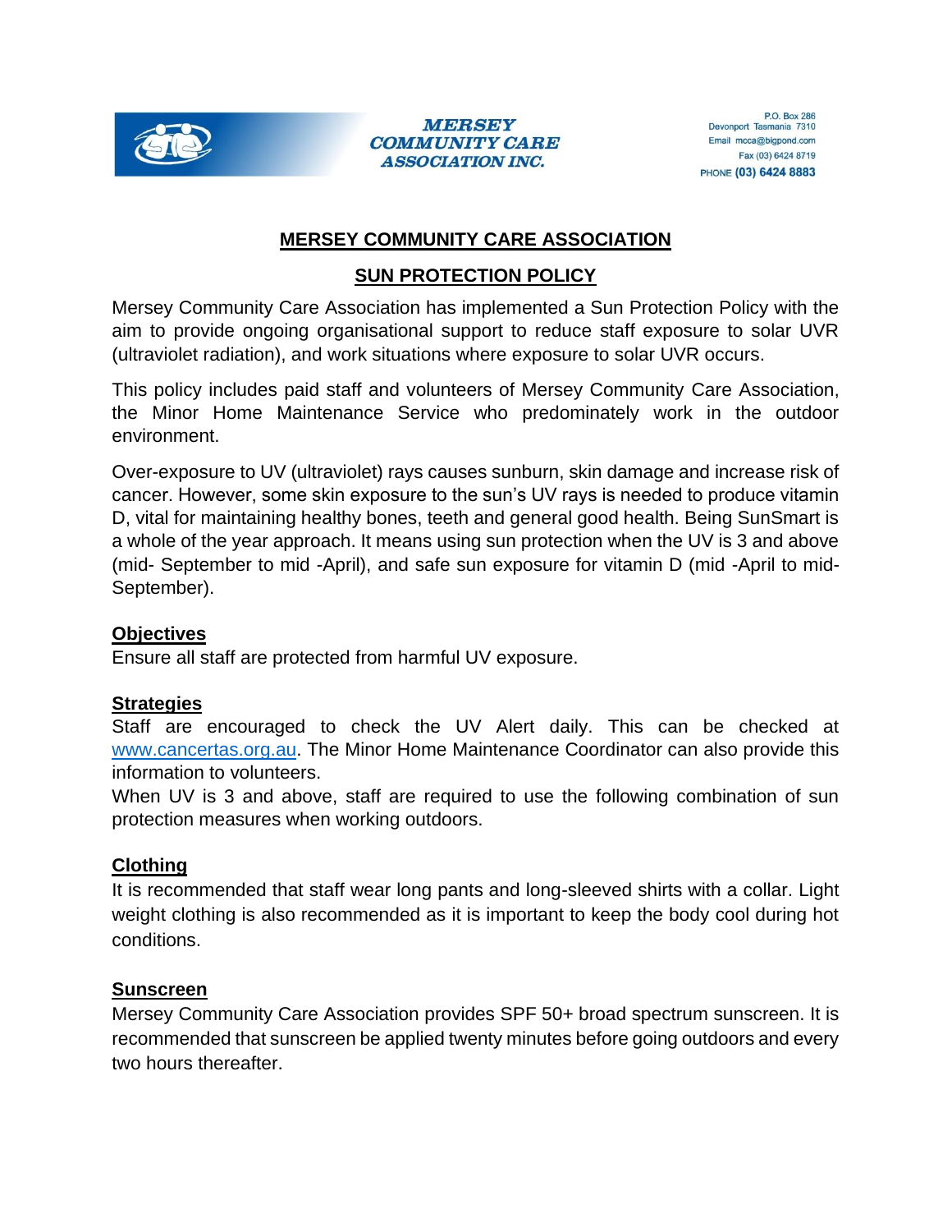**MERSEY COMMUNITY CARE ASSOCIATION INC.**

P.O. Box 286
Devonport Tasmania 7310
Email mcca@bigpond.com
Fax (03) 6424 8719
PHONE **(03) 6424 8883**

# MERSEY COMMUNITY CARE ASSOCIATION

## SUN PROTECTION POLICY

Mersey Community Care Association has implemented a Sun Protection Policy with the aim to provide ongoing organisational support to reduce staff exposure to solar UVR (ultraviolet radiation), and work situations where exposure to solar UVR occurs.

This policy includes paid staff and volunteers of Mersey Community Care Association, the Minor Home Maintenance Service who predominately work in the outdoor environment.

Over-exposure to UV (ultraviolet) rays causes sunburn, skin damage and increase risk of cancer. However, some skin exposure to the sun's UV rays is needed to produce vitamin D, vital for maintaining healthy bones, teeth and general good health. Being SunSmart is a whole of the year approach. It means using sun protection when the UV is 3 and above (mid- September to mid -April), and safe sun exposure for vitamin D (mid -April to mid-September).

### Objectives

Ensure all staff are protected from harmful UV exposure.

### Strategies

Staff are encouraged to check the UV Alert daily. This can be checked at www.cancertas.org.au. The Minor Home Maintenance Coordinator can also provide this information to volunteers.

When UV is 3 and above, staff are required to use the following combination of sun protection measures when working outdoors.

### Clothing

It is recommended that staff wear long pants and long-sleeved shirts with a collar. Light weight clothing is also recommended as it is important to keep the body cool during hot conditions.

### Sunscreen

Mersey Community Care Association provides SPF 50+ broad spectrum sunscreen. It is recommended that sunscreen be applied twenty minutes before going outdoors and every two hours thereafter.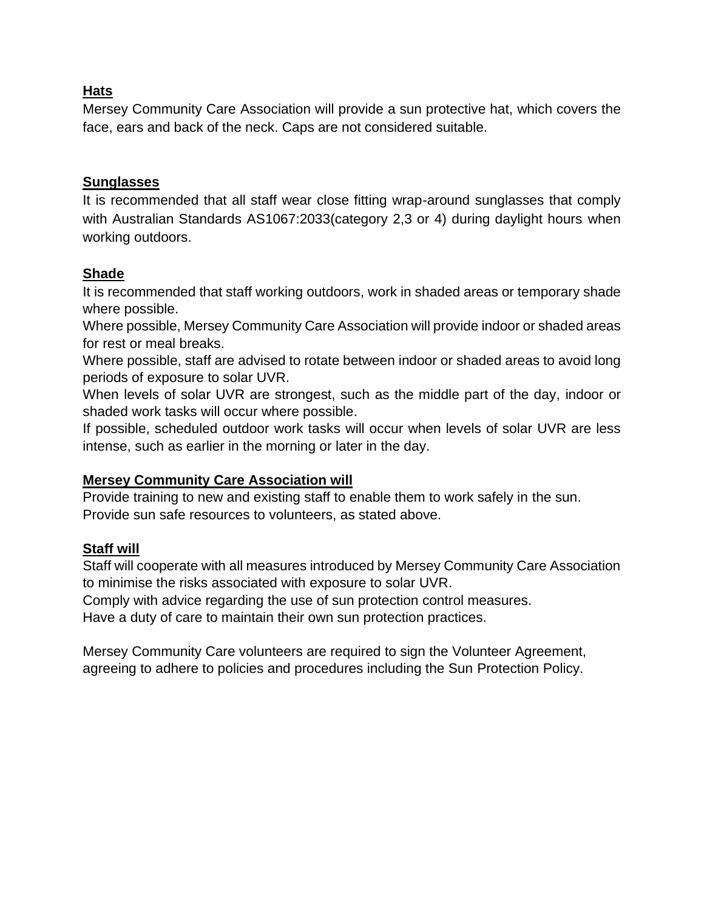**Hats**

Mersey Community Care Association will provide a sun protective hat, which covers the face, ears and back of the neck. Caps are not considered suitable.

**Sunglasses**

It is recommended that all staff wear close fitting wrap-around sunglasses that comply with Australian Standards AS1067:2033(category 2,3 or 4) during daylight hours when working outdoors.

**Shade**

It is recommended that staff working outdoors, work in shaded areas or temporary shade where possible.
Where possible, Mersey Community Care Association will provide indoor or shaded areas for rest or meal breaks.
Where possible, staff are advised to rotate between indoor or shaded areas to avoid long periods of exposure to solar UVR.
When levels of solar UVR are strongest, such as the middle part of the day, indoor or shaded work tasks will occur where possible.
If possible, scheduled outdoor work tasks will occur when levels of solar UVR are less intense, such as earlier in the morning or later in the day.

**Mersey Community Care Association will**

Provide training to new and existing staff to enable them to work safely in the sun.
Provide sun safe resources to volunteers, as stated above.

**Staff will**

Staff will cooperate with all measures introduced by Mersey Community Care Association to minimise the risks associated with exposure to solar UVR.
Comply with advice regarding the use of sun protection control measures.
Have a duty of care to maintain their own sun protection practices.

Mersey Community Care volunteers are required to sign the Volunteer Agreement, agreeing to adhere to policies and procedures including the Sun Protection Policy.